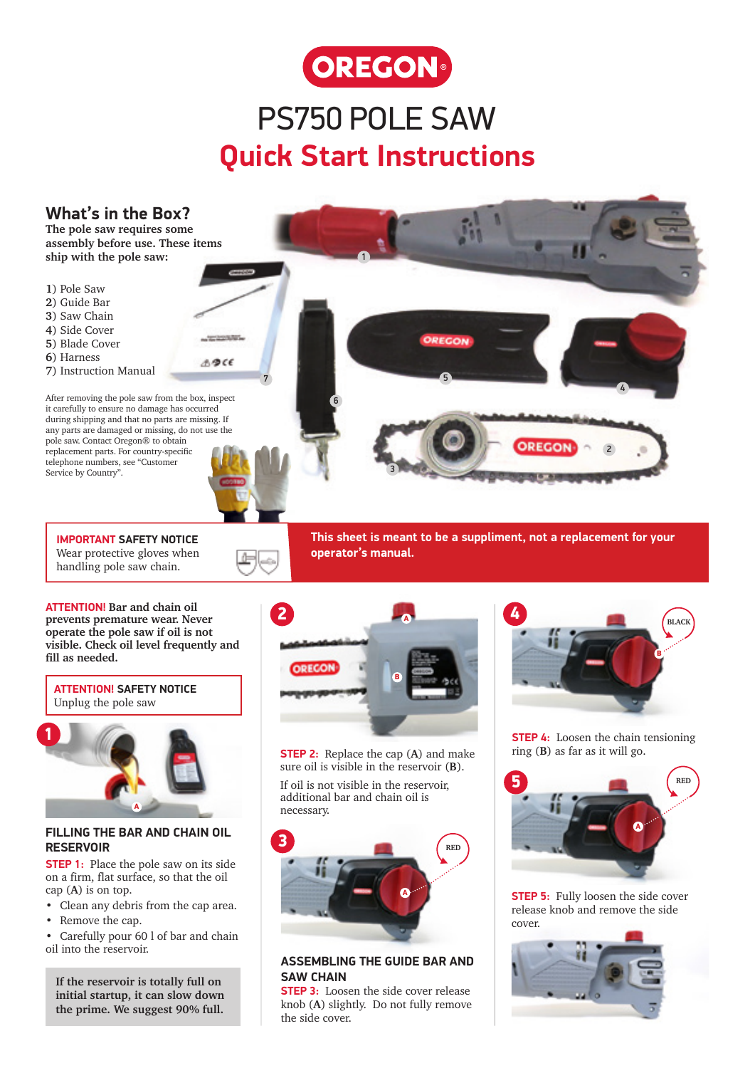# OREGON

# PS750 POLE SAW

## Quick Start Instructions

## What's in the Box?

**The pole saw requires some assembly before use. These items ship with the pole saw:**

1) Pole Saw
2) Guide Bar
3) Saw Chain
4) Side Cover
5) Blade Cover
6) Harness
7) Instruction Manual

After removing the pole saw from the box, inspect it carefully to ensure no damage has occurred during shipping and that no parts are missing. If any parts are damaged or missing, do not use the pole saw. Contact Oregon® to obtain replacement parts. For country-specific telephone numbers, see "Customer Service by Country".

**IMPORTANT SAFETY NOTICE**
Wear protective gloves when handling pole saw chain.

**This sheet is meant to be a suppliment, not a replacement for your operator's manual.**

**ATTENTION! Bar and chain oil prevents premature wear. Never operate the pole saw if oil is not visible. Check oil level frequently and fill as needed.**

**ATTENTION! SAFETY NOTICE**
Unplug the pole saw

### FILLING THE BAR AND CHAIN OIL RESERVOIR

**STEP 1:** Place the pole saw on its side on a firm, flat surface, so that the oil cap (**A**) is on top.

- Clean any debris from the cap area.
- Remove the cap.
- Carefully pour 60 l of bar and chain oil into the reservoir.

**If the reservoir is totally full on initial startup, it can slow down the prime. We suggest 90% full.**

**STEP 2:** Replace the cap (**A**) and make sure oil is visible in the reservoir (**B**).

If oil is not visible in the reservoir, additional bar and chain oil is necessary.

### ASSEMBLING THE GUIDE BAR AND SAW CHAIN

**STEP 3:** Loosen the side cover release knob (**A**) slightly. Do not fully remove the side cover.

**STEP 4:** Loosen the chain tensioning ring (**B**) as far as it will go.

**STEP 5:** Fully loosen the side cover release knob and remove the side cover.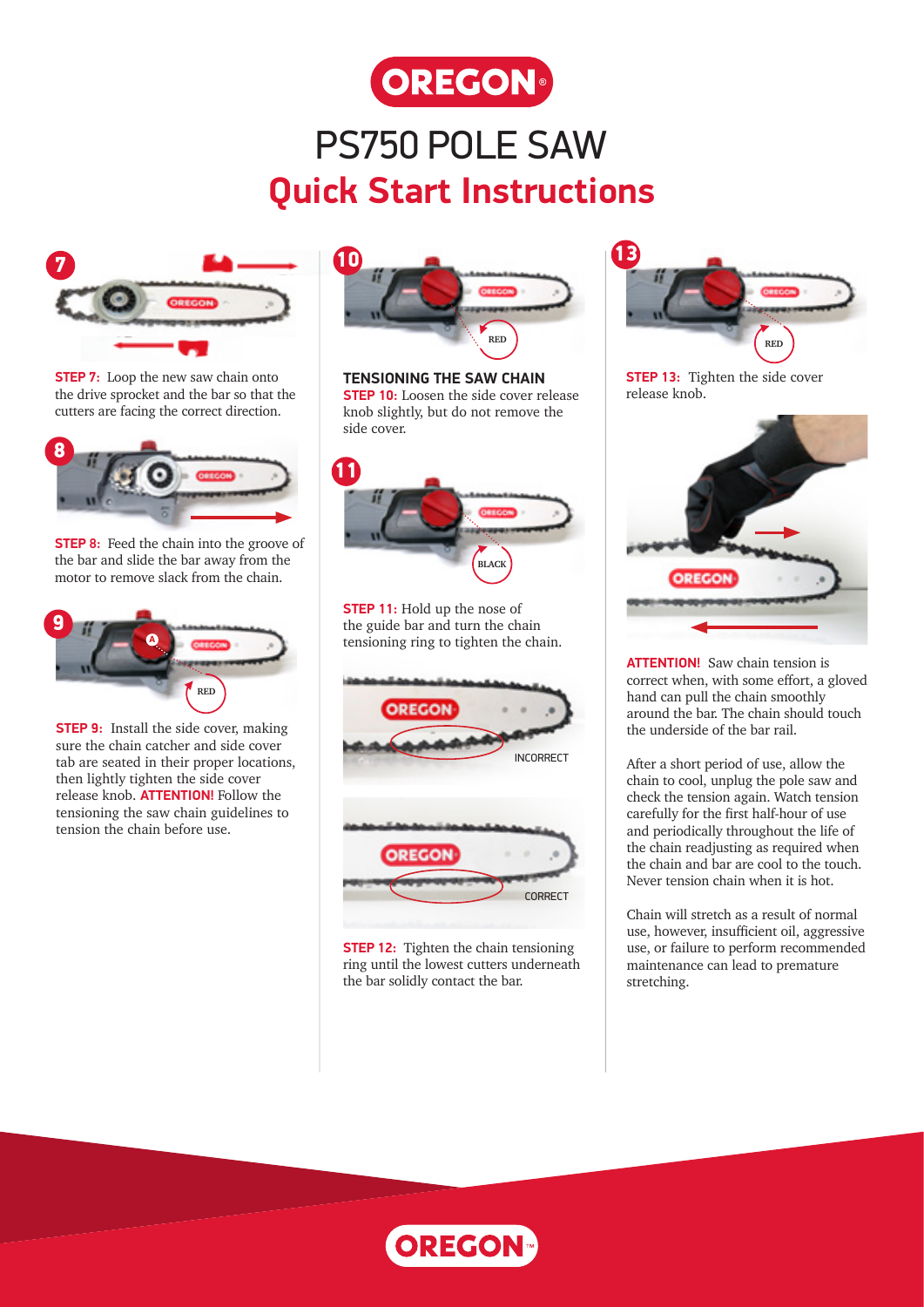# PS750 POLE SAW

## Quick Start Instructions

**STEP 7:** Loop the new saw chain onto the drive sprocket and the bar so that the cutters are facing the correct direction.

**STEP 8:** Feed the chain into the groove of the bar and slide the bar away from the motor to remove slack from the chain.

**STEP 9:** Install the side cover, making sure the chain catcher and side cover tab are seated in their proper locations, then lightly tighten the side cover release knob. **ATTENTION!** Follow the tensioning the saw chain guidelines to tension the chain before use.

### TENSIONING THE SAW CHAIN

**STEP 10:** Loosen the side cover release knob slightly, but do not remove the side cover.

**STEP 11:** Hold up the nose of the guide bar and turn the chain tensioning ring to tighten the chain.

INCORRECT

CORRECT

**STEP 12:** Tighten the chain tensioning ring until the lowest cutters underneath the bar solidly contact the bar.

**STEP 13:** Tighten the side cover release knob.

**ATTENTION!** Saw chain tension is correct when, with some effort, a gloved hand can pull the chain smoothly around the bar. The chain should touch the underside of the bar rail.

After a short period of use, allow the chain to cool, unplug the pole saw and check the tension again. Watch tension carefully for the first half-hour of use and periodically throughout the life of the chain readjusting as required when the chain and bar are cool to the touch. Never tension chain when it is hot.

Chain will stretch as a result of normal use, however, insufficient oil, aggressive use, or failure to perform recommended maintenance can lead to premature stretching.